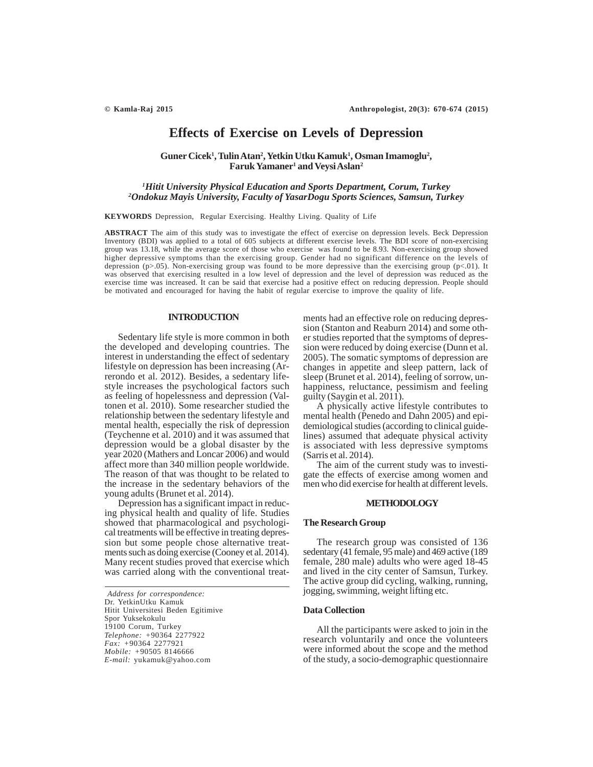# Effects of Exercise on Levels of Depression

**Guner Cicek[1], Tulin Atan[2], Yetkin Utku Kamuk[1], Osman Imamoglu[2], Faruk Yamaner[1] and Veysi Aslan[2]**

*[1]Hitit University Physical Education and Sports Department, Corum, Turkey*
*[2]Ondokuz Mayis University, Faculty of YasarDogu Sports Sciences, Samsun, Turkey*

**KEYWORDS** Depression, Regular Exercising. Healthy Living. Quality of Life

**ABSTRACT** The aim of this study was to investigate the effect of exercise on depression levels. Beck Depression Inventory (BDI) was applied to a total of 605 subjects at different exercise levels. The BDI score of non-exercising group was 13.18, while the average score of those who exercise was found to be 8.93. Non-exercising group showed higher depressive symptoms than the exercising group. Gender had no significant difference on the levels of depression (p>.05). Non-exercising group was found to be more depressive than the exercising group (p<.01). It was observed that exercising resulted in a low level of depression and the level of depression was reduced as the exercise time was increased. It can be said that exercise had a positive effect on reducing depression. People should be motivated and encouraged for having the habit of regular exercise to improve the quality of life.

## INTRODUCTION

Sedentary life style is more common in both the developed and developing countries. The interest in understanding the effect of sedentary lifestyle on depression has been increasing (Arrerondo et al. 2012). Besides, a sedentary lifestyle increases the psychological factors such as feeling of hopelessness and depression (Valtonen et al. 2010). Some researcher studied the relationship between the sedentary lifestyle and mental health, especially the risk of depression (Teychenne et al. 2010) and it was assumed that depression would be a global disaster by the year 2020 (Mathers and Loncar 2006) and would affect more than 340 million people worldwide. The reason of that was thought to be related to the increase in the sedentary behaviors of the young adults (Brunet et al. 2014).

Depression has a significant impact in reducing physical health and quality of life. Studies showed that pharmacological and psychological treatments will be effective in treating depression but some people chose alternative treatments such as doing exercise (Cooney et al. 2014). Many recent studies proved that exercise which was carried along with the conventional treatments had an effective role on reducing depression (Stanton and Reaburn 2014) and some other studies reported that the symptoms of depression were reduced by doing exercise (Dunn et al. 2005). The somatic symptoms of depression are changes in appetite and sleep pattern, lack of sleep (Brunet et al. 2014), feeling of sorrow, unhappiness, reluctance, pessimism and feeling guilty (Saygin et al. 2011).

A physically active lifestyle contributes to mental health (Penedo and Dahn 2005) and epidemiological studies (according to clinical guidelines) assumed that adequate physical activity is associated with less depressive symptoms (Sarris et al. 2014).

The aim of the current study was to investigate the effects of exercise among women and men who did exercise for health at different levels.

## METHODOLOGY

### The Research Group

The research group was consisted of 136 sedentary (41 female, 95 male) and 469 active (189 female, 280 male) adults who were aged 18-45 and lived in the city center of Samsun, Turkey. The active group did cycling, walking, running, jogging, swimming, weight lifting etc.

### Data Collection

All the participants were asked to join in the research voluntarily and once the volunteers were informed about the scope and the method of the study, a socio-demographic questionnaire

*Address for correspondence:*
Dr. YetkinUtku Kamuk
Hitit Universitesi Beden Egitimive
Spor Yuksekokulu
19100 Corum, Turkey
*Telephone:* +90364 2277922
*Fax:* +90364 2277921
*Mobile:* +90505 8146666
*E-mail:* yukamuk@yahoo.com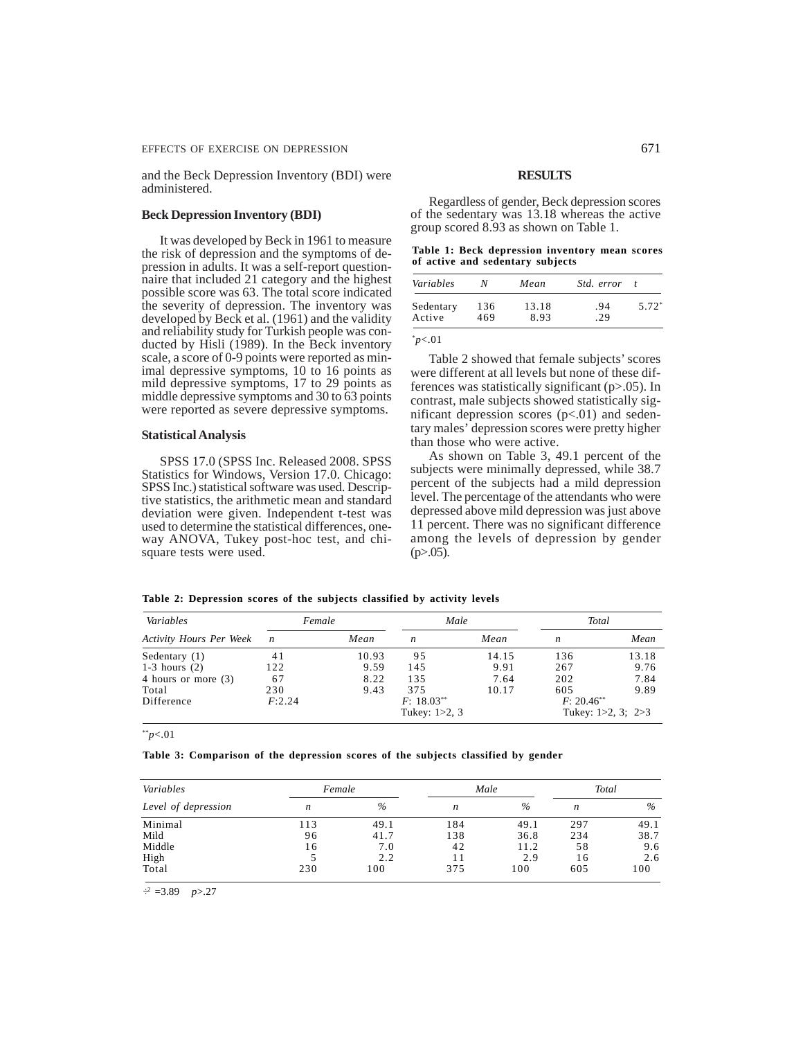and the Beck Depression Inventory (BDI) were administered.

### Beck Depression Inventory (BDI)

It was developed by Beck in 1961 to measure the risk of depression and the symptoms of depression in adults. It was a self-report questionnaire that included 21 category and the highest possible score was 63. The total score indicated the severity of depression. The inventory was developed by Beck et al. (1961) and the validity and reliability study for Turkish people was conducted by Hisli (1989). In the Beck inventory scale, a score of 0-9 points were reported as minimal depressive symptoms, 10 to 16 points as mild depressive symptoms, 17 to 29 points as middle depressive symptoms and 30 to 63 points were reported as severe depressive symptoms.

### Statistical Analysis

SPSS 17.0 (SPSS Inc. Released 2008. SPSS Statistics for Windows, Version 17.0. Chicago: SPSS Inc.) statistical software was used. Descriptive statistics, the arithmetic mean and standard deviation were given. Independent t-test was used to determine the statistical differences, one-way ANOVA, Tukey post-hoc test, and chi-square tests were used.

## RESULTS

Regardless of gender, Beck depression scores of the sedentary was 13.18 whereas the active group scored 8.93 as shown on Table 1.

**Table 1: Beck depression inventory mean scores of active and sedentary subjects**

| *Variables* | *N* | *Mean* | *Std. error* | *t* |
|---|---|---|---|---|
| Sedentary | 136 | 13.18 | .94 | 5.72* |
| Active | 469 | 8.93 | .29 | |

*$p<.01$

Table 2 showed that female subjects' scores were different at all levels but none of these differences was statistically significant ($p>.05$). In contrast, male subjects showed statistically significant depression scores ($p<.01$) and sedentary males' depression scores were pretty higher than those who were active.

As shown on Table 3, 49.1 percent of the subjects were minimally depressed, while 38.7 percent of the subjects had a mild depression level. The percentage of the attendants who were depressed above mild depression was just above 11 percent. There was no significant difference among the levels of depression by gender ($p>.05$).

**Table 2: Depression scores of the subjects classified by activity levels**

| *Variables* | *Female* | | *Male* | | *Total* | |
|---|---|---|---|---|---|---|
| *Activity Hours Per Week* | *n* | *Mean* | *n* | *Mean* | *n* | *Mean* |
| Sedentary (1) | 41 | 10.93 | 95 | 14.15 | 136 | 13.18 |
| 1-3 hours (2) | 122 | 9.59 | 145 | 9.91 | 267 | 9.76 |
| 4 hours or more (3) | 67 | 8.22 | 135 | 7.64 | 202 | 7.84 |
| Total | 230 | 9.43 | 375 | 10.17 | 605 | 9.89 |
| Difference | *F*:2.24 | | *F*: 18.03** Tukey: 1>2, 3 | | *F*: 20.46** Tukey: 1>2, 3; 2>3 | |

**$p<.01$

**Table 3: Comparison of the depression scores of the subjects classified by gender**

| *Variables* | *Female* | | *Male* | | *Total* | |
|---|---|---|---|---|---|---|
| *Level of depression* | *n* | *%* | *n* | *%* | *n* | *%* |
| Minimal | 113 | 49.1 | 184 | 49.1 | 297 | 49.1 |
| Mild | 96 | 41.7 | 138 | 36.8 | 234 | 38.7 |
| Middle | 16 | 7.0 | 42 | 11.2 | 58 | 9.6 |
| High | 5 | 2.2 | 11 | 2.9 | 16 | 2.6 |
| Total | 230 | 100 | 375 | 100 | 605 | 100 |

$\chi^2=3.89$ $p>.27$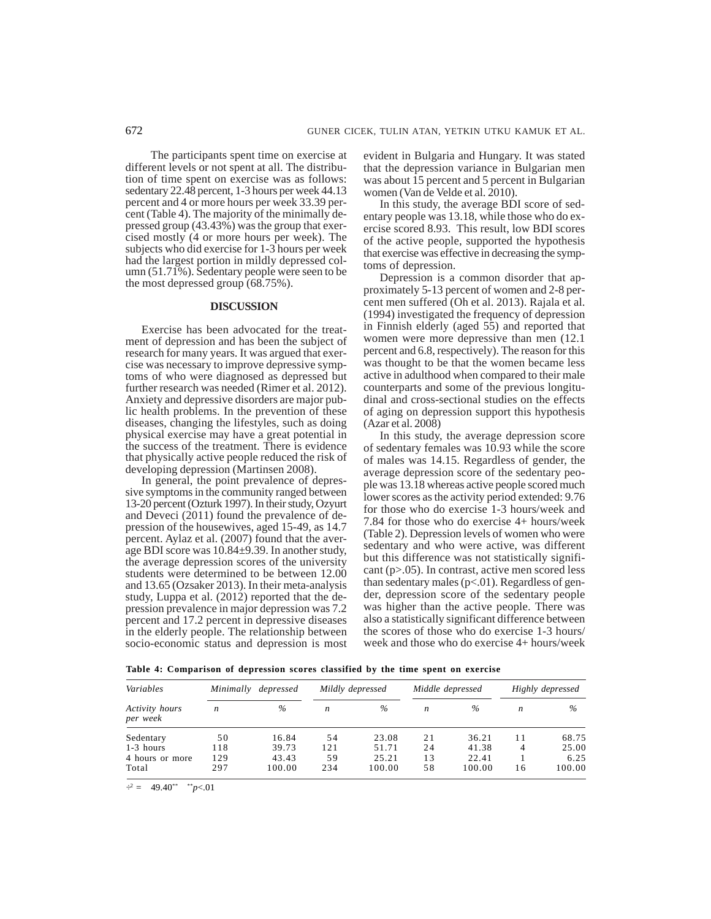The participants spent time on exercise at different levels or not spent at all. The distribution of time spent on exercise was as follows: sedentary 22.48 percent, 1-3 hours per week 44.13 percent and 4 or more hours per week 33.39 percent (Table 4). The majority of the minimally depressed group (43.43%) was the group that exercised mostly (4 or more hours per week). The subjects who did exercise for 1-3 hours per week had the largest portion in mildly depressed column (51.71%). Sedentary people were seen to be the most depressed group (68.75%).

## DISCUSSION

Exercise has been advocated for the treatment of depression and has been the subject of research for many years. It was argued that exercise was necessary to improve depressive symptoms of who were diagnosed as depressed but further research was needed (Rimer et al. 2012). Anxiety and depressive disorders are major public health problems. In the prevention of these diseases, changing the lifestyles, such as doing physical exercise may have a great potential in the success of the treatment. There is evidence that physically active people reduced the risk of developing depression (Martinsen 2008).

In general, the point prevalence of depressive symptoms in the community ranged between 13-20 percent (Ozturk 1997). In their study, Ozyurt and Deveci (2011) found the prevalence of depression of the housewives, aged 15-49, as 14.7 percent. Aylaz et al. (2007) found that the average BDI score was 10.84±9.39. In another study, the average depression scores of the university students were determined to be between 12.00 and 13.65 (Ozsaker 2013). In their meta-analysis study, Luppa et al. (2012) reported that the depression prevalence in major depression was 7.2 percent and 17.2 percent in depressive diseases in the elderly people. The relationship between socio-economic status and depression is most evident in Bulgaria and Hungary. It was stated that the depression variance in Bulgarian men was about 15 percent and 5 percent in Bulgarian women (Van de Velde et al. 2010).

In this study, the average BDI score of sedentary people was 13.18, while those who do exercise scored 8.93. This result, low BDI scores of the active people, supported the hypothesis that exercise was effective in decreasing the symptoms of depression.

Depression is a common disorder that approximately 5-13 percent of women and 2-8 percent men suffered (Oh et al. 2013). Rajala et al. (1994) investigated the frequency of depression in Finnish elderly (aged 55) and reported that women were more depressive than men (12.1 percent and 6.8, respectively). The reason for this was thought to be that the women became less active in adulthood when compared to their male counterparts and some of the previous longitudinal and cross-sectional studies on the effects of aging on depression support this hypothesis (Azar et al. 2008)

In this study, the average depression score of sedentary females was 10.93 while the score of males was 14.15. Regardless of gender, the average depression score of the sedentary people was 13.18 whereas active people scored much lower scores as the activity period extended: 9.76 for those who do exercise 1-3 hours/week and 7.84 for those who do exercise 4+ hours/week (Table 2). Depression levels of women who were sedentary and who were active, was different but this difference was not statistically significant ($p>.05$). In contrast, active men scored less than sedentary males ($p<.01$). Regardless of gender, depression score of the sedentary people was higher than the active people. There was also a statistically significant difference between the scores of those who do exercise 1-3 hours/week and those who do exercise 4+ hours/week

**Table 4: Comparison of depression scores classified by the time spent on exercise**

| *Variables* | *Minimally depressed* | | *Mildly depressed* | | *Middle depressed* | | *Highly depressed* | |
|---|---|---|---|---|---|---|---|---|
| *Activity hours per week* | *n* | *%* | *n* | *%* | *n* | *%* | *n* | *%* |
| Sedentary | 50 | 16.84 | 54 | 23.08 | 21 | 36.21 | 11 | 68.75 |
| 1-3 hours | 118 | 39.73 | 121 | 51.71 | 24 | 41.38 | 4 | 25.00 |
| 4 hours or more | 129 | 43.43 | 59 | 25.21 | 13 | 22.41 | 1 | 6.25 |
| Total | 297 | 100.00 | 234 | 100.00 | 58 | 100.00 | 16 | 100.00 |

$\chi^2 = 49.40^{**}$ $^{**}p<.01$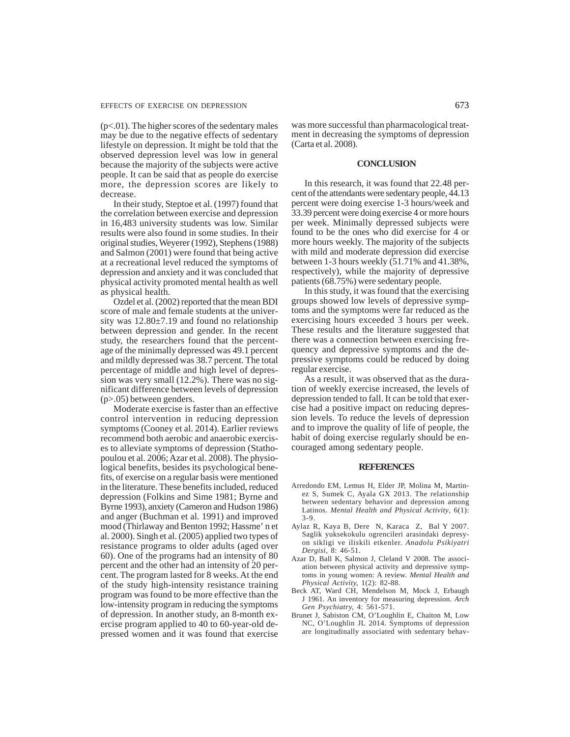(p<.01). The higher scores of the sedentary males may be due to the negative effects of sedentary lifestyle on depression. It might be told that the observed depression level was low in general because the majority of the subjects were active people. It can be said that as people do exercise more, the depression scores are likely to decrease.

In their study, Steptoe et al. (1997) found that the correlation between exercise and depression in 16,483 university students was low. Similar results were also found in some studies. In their original studies, Weyerer (1992), Stephens (1988) and Salmon (2001) were found that being active at a recreational level reduced the symptoms of depression and anxiety and it was concluded that physical activity promoted mental health as well as physical health.

Ozdel et al. (2002) reported that the mean BDI score of male and female students at the university was 12.80±7.19 and found no relationship between depression and gender. In the recent study, the researchers found that the percentage of the minimally depressed was 49.1 percent and mildly depressed was 38.7 percent. The total percentage of middle and high level of depression was very small (12.2%). There was no significant difference between levels of depression (p>.05) between genders.

Moderate exercise is faster than an effective control intervention in reducing depression symptoms (Cooney et al. 2014). Earlier reviews recommend both aerobic and anaerobic exercises to alleviate symptoms of depression (Stathopoulou et al. 2006; Azar et al. 2008). The physiological benefits, besides its psychological benefits, of exercise on a regular basis were mentioned in the literature. These benefits included, reduced depression (Folkins and Sime 1981; Byrne and Byrne 1993), anxiety (Cameron and Hudson 1986) and anger (Buchman et al. 1991) and improved mood (Thirlaway and Benton 1992; Hassme' n et al. 2000). Singh et al. (2005) applied two types of resistance programs to older adults (aged over 60). One of the programs had an intensity of 80 percent and the other had an intensity of 20 percent. The program lasted for 8 weeks. At the end of the study high-intensity resistance training program was found to be more effective than the low-intensity program in reducing the symptoms of depression. In another study, an 8-month exercise program applied to 40 to 60-year-old depressed women and it was found that exercise was more successful than pharmacological treatment in decreasing the symptoms of depression (Carta et al. 2008).

## CONCLUSION

In this research, it was found that 22.48 percent of the attendants were sedentary people, 44.13 percent were doing exercise 1-3 hours/week and 33.39 percent were doing exercise 4 or more hours per week. Minimally depressed subjects were found to be the ones who did exercise for 4 or more hours weekly. The majority of the subjects with mild and moderate depression did exercise between 1-3 hours weekly (51.71% and 41.38%, respectively), while the majority of depressive patients (68.75%) were sedentary people.

In this study, it was found that the exercising groups showed low levels of depressive symptoms and the symptoms were far reduced as the exercising hours exceeded 3 hours per week. These results and the literature suggested that there was a connection between exercising frequency and depressive symptoms and the depressive symptoms could be reduced by doing regular exercise.

As a result, it was observed that as the duration of weekly exercise increased, the levels of depression tended to fall. It can be told that exercise had a positive impact on reducing depression levels. To reduce the levels of depression and to improve the quality of life of people, the habit of doing exercise regularly should be encouraged among sedentary people.

## REFERENCES

Arredondo EM, Lemus H, Elder JP, Molina M, Martinez S, Sumek C, Ayala GX 2013. The relationship between sedentary behavior and depression among Latinos. *Mental Health and Physical Activity*, 6(1): 3-9.

Aylaz R, Kaya B, Dere N, Karaca Z, Bal Y 2007. Saglik yuksekokulu ogrencileri arasindaki depresyon sikligi ve iliskili etkenler. *Anadolu Psikiyatri Dergisi*, 8: 46-51.

Azar D, Ball K, Salmon J, Cleland V 2008. The association between physical activity and depressive symptoms in young women: A review. *Mental Health and Physical Activity*, 1(2): 82-88.

Beck AT, Ward CH, Mendelson M, Mock J, Erbaugh J 1961. An inventory for measuring depression. *Arch Gen Psychiatry*, 4: 561-571.

Brunet J, Sabiston CM, O'Loughlin E, Chaiton M, Low NC, O'Loughlin JL 2014. Symptoms of depression are longitudinally associated with sedentary behav-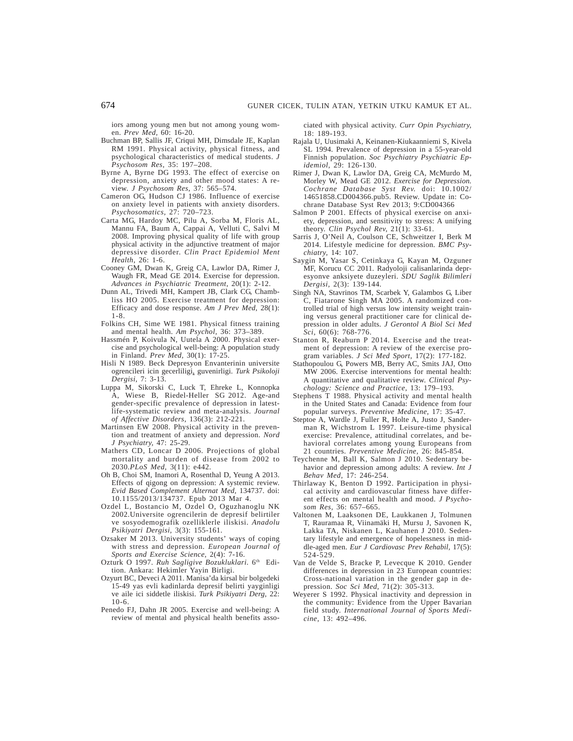iors among young men but not among young women. *Prev Med,* 60: 16-20.

Buchman BP, Sallis JF, Criqui MH, Dimsdale JE, Kaplan RM 1991. Physical activity, physical fitness, and psychological characteristics of medical students. *J Psychosom Res,* 35: 197–208.

Byrne A, Byrne DG 1993. The effect of exercise on depression, anxiety and other mood states: A review. *J Psychosom Res,* 37: 565–574.

Cameron OG, Hudson CJ 1986. Influence of exercise on anxiety level in patients with anxiety disorders. *Psychosomatics,* 27: 720–723.

Carta MG, Hardoy MC, Pilu A, Sorba M, Floris AL, Mannu FA, Baum A, Cappai A, Velluti C, Salvi M 2008. Improving physical quality of life with group physical activity in the adjunctive treatment of major depressive disorder. *Clin Pract Epidemiol Ment Health,* 26: 1-6.

Cooney GM, Dwan K, Greig CA, Lawlor DA, Rimer J, Waugh FR, Mead GE 2014. Exercise for depression. *Advances in Psychiatric Treatment,* 20(1): 2-12.

Dunn AL, Trivedi MH, Kampert JB, Clark CG, Chambliss HO 2005. Exercise treatment for depression: Efficacy and dose response. *Am J Prev Med,* 28(1): 1-8.

Folkins CH, Sime WE 1981. Physical fitness training and mental health. *Am Psychol,* 36: 373–389.

Hassmén P, Koivula N, Uutela A 2000. Physical exercise and psychological well-being: A population study in Finland. *Prev Med,* 30(1): 17-25.

Hisli N 1989. Beck Depresyon Envanterinin universite ogrencileri icin gecerliligi, guvenirligi. *Turk Psikoloji Dergisi,* 7: 3-13.

Luppa M, Sikorski C, Luck T, Ehreke L, Konnopka A, Wiese B, Riedel-Heller SG 2012. Age-and gender-specific prevalence of depression in latest-life-systematic review and meta-analysis. *Journal of Affective Disorders,* 136(3): 212-221.

Martinsen EW 2008. Physical activity in the prevention and treatment of anxiety and depression. *Nord J Psychiatry,* 47: 25-29.

Mathers CD, Loncar D 2006. Projections of global mortality and burden of disease from 2002 to 2030.*PLoS Med,* 3(11): e442.

Oh B, Choi SM, Inamori A, Rosenthal D, Yeung A 2013. Effects of qigong on depression: A systemic review. *Evid Based Complement Alternat Med,* 134737. doi: 10.1155/2013/134737. Epub 2013 Mar 4.

Ozdel L, Bostancio M, Ozdel O, Oguzhanoglu NK 2002.Universite ogrencilerin de depresif belirtiler ve sosyodemografik ozelliklerle iliskisi. *Anadolu Psikiyatri Dergisi,* 3(3): 155-161.

Ozsaker M 2013. University students' ways of coping with stress and depression. *European Journal of Sports and Exercise Science,* 2(4): 7-16.

Ozturk O 1997. *Ruh Sagligive Bozukluklari.* 6th Edition. Ankara: Hekimler Yayin Birligi.

Ozyurt BC, Deveci A 2011. Manisa'da kirsal bir bolgedeki 15-49 yas evli kadinlarda depresif belirti yayginligi ve aile ici siddetle iliskisi. *Turk Psikiyatri Derg,* 22: 10-6.

Penedo FJ, Dahn JR 2005. Exercise and well-being: A review of mental and physical health benefits associated with physical activity. *Curr Opin Psychiatry,* 18: 189-193.

Rajala U, Uusimaki A, Keinanen-Kiukaanniemi S, Kivela SL 1994. Prevalence of depression in a 55-year-old Finnish population. *Soc Psychiatry Psychiatric Epidemiol,* 29: 126-130.

Rimer J, Dwan K, Lawlor DA, Greig CA, McMurdo M, Morley W, Mead GE 2012. *Exercise for Depression. Cochrane Database Syst Rev.* doi: 10.1002/14651858.CD004366.pub5. Review. Update in: Cochrane Database Syst Rev 2013; 9:CD004366

Salmon P 2001. Effects of physical exercise on anxiety, depression, and sensitivity to stress: A unifying theory. *Clin Psychol Rev,* 21(1): 33-61.

Sarris J, O'Neil A, Coulson CE, Schweitzer I, Berk M 2014. Lifestyle medicine for depression. *BMC Psychiatry,* 14: 107.

Saygin M, Yasar S, Cetinkaya G, Kayan M, Ozguner MF, Korucu CC 2011. Radyoloji calisanlarinda depresyonve anksiyete duzeyleri. *SDU Saglik Bilimleri Dergisi,* 2(3): 139-144.

Singh NA, Stavrinos TM, Scarbek Y, Galambos G, Liber C, Fiatarone Singh MA 2005. A randomized controlled trial of high versus low intensity weight training versus general practitioner care for clinical depression in older adults. *J Gerontol A Biol Sci Med Sci,* 60(6): 768-776.

Stanton R, Reaburn P 2014. Exercise and the treatment of depression: A review of the exercise program variables. *J Sci Med Sport,* 17(2): 177-182.

Stathopoulou G, Powers MB, Berry AC, Smits JAJ, Otto MW 2006. Exercise interventions for mental health: A quantitative and qualitative review. *Clinical Psychology: Science and Practice,* 13: 179–193.

Stephens T 1988. Physical activity and mental health in the United States and Canada: Evidence from four popular surveys. *Preventive Medicine,* 17: 35-47.

Steptoe A, Wardle J, Fuller R, Holte A, Justo J, Sanderman R, Wichstrom L 1997. Leisure-time physical exercise: Prevalence, attitudinal correlates, and behavioral correlates among young Europeans from 21 countries. *Preventive Medicine,* 26: 845-854.

Teychenne M, Ball K, Salmon J 2010. Sedentary behavior and depression among adults: A review. *Int J Behav Med,* 17: 246-254.

Thirlaway K, Benton D 1992. Participation in physical activity and cardiovascular fitness have different effects on mental health and mood. *J Psychosom Res,* 36: 657–665.

Valtonen M, Laaksonen DE, Laukkanen J, Tolmunen T, Rauramaa R, Viinamäki H, Mursu J, Savonen K, Lakka TA, Niskanen L, Kauhanen J 2010. Sedentary lifestyle and emergence of hopelessness in middle-aged men. *Eur J Cardiovasc Prev Rehabil,* 17(5): 524-529.

Van de Velde S, Bracke P, Levecque K 2010. Gender differences in depression in 23 European countries: Cross-national variation in the gender gap in depression. *Soc Sci Med,* 71(2): 305-313.

Weyerer S 1992. Physical inactivity and depression in the community: Evidence from the Upper Bavarian field study. *International Journal of Sports Medicine,* 13: 492–496.